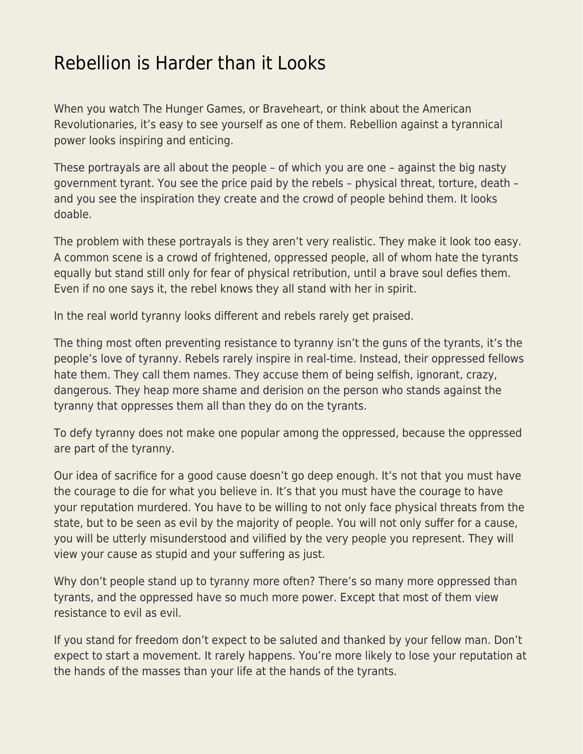# Rebellion is Harder than it Looks

When you watch The Hunger Games, or Braveheart, or think about the American Revolutionaries, it's easy to see yourself as one of them. Rebellion against a tyrannical power looks inspiring and enticing.

These portrayals are all about the people – of which you are one – against the big nasty government tyrant. You see the price paid by the rebels – physical threat, torture, death – and you see the inspiration they create and the crowd of people behind them. It looks doable.

The problem with these portrayals is they aren't very realistic. They make it look too easy. A common scene is a crowd of frightened, oppressed people, all of whom hate the tyrants equally but stand still only for fear of physical retribution, until a brave soul defies them. Even if no one says it, the rebel knows they all stand with her in spirit.

In the real world tyranny looks different and rebels rarely get praised.

The thing most often preventing resistance to tyranny isn't the guns of the tyrants, it's the people's love of tyranny. Rebels rarely inspire in real-time. Instead, their oppressed fellows hate them. They call them names. They accuse them of being selfish, ignorant, crazy, dangerous. They heap more shame and derision on the person who stands against the tyranny that oppresses them all than they do on the tyrants.

To defy tyranny does not make one popular among the oppressed, because the oppressed are part of the tyranny.

Our idea of sacrifice for a good cause doesn't go deep enough. It's not that you must have the courage to die for what you believe in. It's that you must have the courage to have your reputation murdered. You have to be willing to not only face physical threats from the state, but to be seen as evil by the majority of people. You will not only suffer for a cause, you will be utterly misunderstood and vilified by the very people you represent. They will view your cause as stupid and your suffering as just.

Why don't people stand up to tyranny more often? There's so many more oppressed than tyrants, and the oppressed have so much more power. Except that most of them view resistance to evil as evil.

If you stand for freedom don't expect to be saluted and thanked by your fellow man. Don't expect to start a movement. It rarely happens. You're more likely to lose your reputation at the hands of the masses than your life at the hands of the tyrants.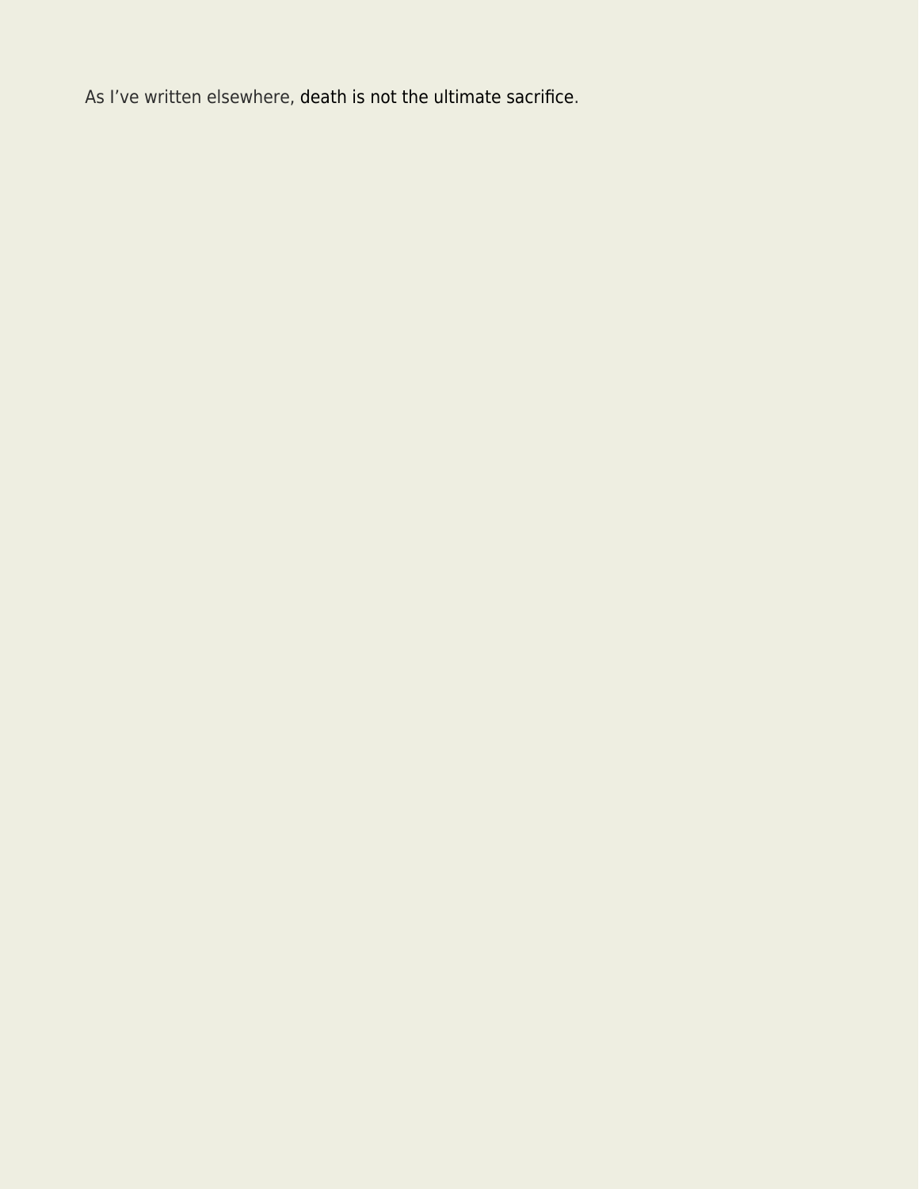As I've written elsewhere, death is not the ultimate sacrifice.